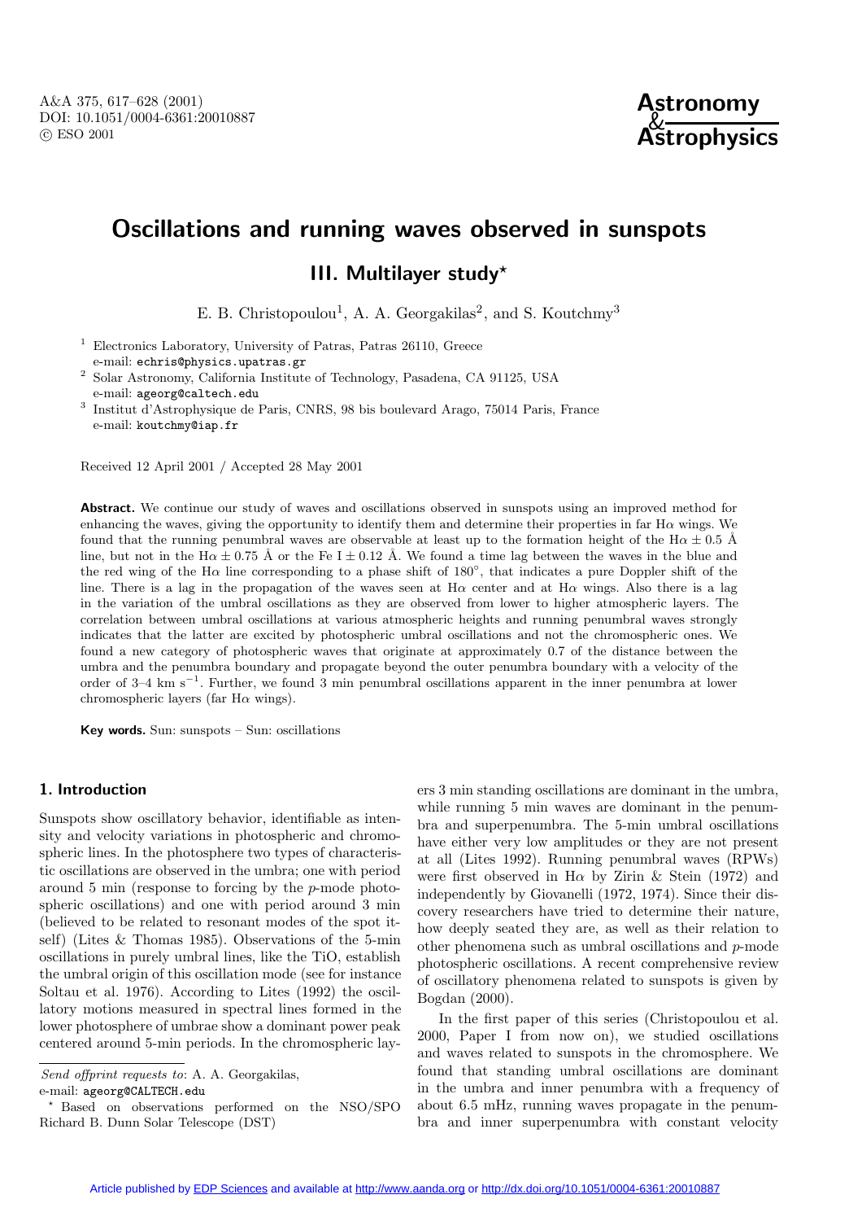# Oscillations and running waves observed in sunspots

## III. Multilayer study*

E. B. Christopoulou[1], A. A. Georgakilas[2], and S. Koutchmy[3]

[1] Electronics Laboratory, University of Patras, Patras 26110, Greece
e-mail: echris@physics.upatras.gr

[2] Solar Astronomy, California Institute of Technology, Pasadena, CA 91125, USA
e-mail: ageorg@caltech.edu

[3] Institut d'Astrophysique de Paris, CNRS, 98 bis boulevard Arago, 75014 Paris, France
e-mail: koutchmy@iap.fr

Received 12 April 2001 / Accepted 28 May 2001

**Abstract.** We continue our study of waves and oscillations observed in sunspots using an improved method for enhancing the waves, giving the opportunity to identify them and determine their properties in far H$\alpha$ wings. We found that the running penumbral waves are observable at least up to the formation height of the H$\alpha \pm 0.5$ Å line, but not in the H$\alpha \pm 0.75$ Å or the Fe I $\pm 0.12$ Å. We found a time lag between the waves in the blue and the red wing of the H$\alpha$ line corresponding to a phase shift of 180°, that indicates a pure Doppler shift of the line. There is a lag in the propagation of the waves seen at H$\alpha$ center and at H$\alpha$ wings. Also there is a lag in the variation of the umbral oscillations as they are observed from lower to higher atmospheric layers. The correlation between umbral oscillations at various atmospheric heights and running penumbral waves strongly indicates that the latter are excited by photospheric umbral oscillations and not the chromospheric ones. We found a new category of photospheric waves that originate at approximately 0.7 of the distance between the umbra and the penumbra boundary and propagate beyond the outer penumbra boundary with a velocity of the order of 3–4 km s$^{-1}$. Further, we found 3 min penumbral oscillations apparent in the inner penumbra at lower chromospheric layers (far H$\alpha$ wings).

**Key words.** Sun: sunspots – Sun: oscillations

## 1. Introduction

Sunspots show oscillatory behavior, identifiable as intensity and velocity variations in photospheric and chromospheric lines. In the photosphere two types of characteristic oscillations are observed in the umbra; one with period around 5 min (response to forcing by the *p*-mode photospheric oscillations) and one with period around 3 min (believed to be related to resonant modes of the spot itself) (Lites & Thomas 1985). Observations of the 5-min oscillations in purely umbral lines, like the TiO, establish the umbral origin of this oscillation mode (see for instance Soltau et al. 1976). According to Lites (1992) the oscillatory motions measured in spectral lines formed in the lower photosphere of umbrae show a dominant power peak centered around 5-min periods. In the chromospheric layers 3 min standing oscillations are dominant in the umbra, while running 5 min waves are dominant in the penumbra and superpenumbra. The 5-min umbral oscillations have either very low amplitudes or they are not present at all (Lites 1992). Running penumbral waves (RPWs) were first observed in H$\alpha$ by Zirin & Stein (1972) and independently by Giovanelli (1972, 1974). Since their discovery researchers have tried to determine their nature, how deeply seated they are, as well as their relation to other phenomena such as umbral oscillations and *p*-mode photospheric oscillations. A recent comprehensive review of oscillatory phenomena related to sunspots is given by Bogdan (2000).

In the first paper of this series (Christopoulou et al. 2000, Paper I from now on), we studied oscillations and waves related to sunspots in the chromosphere. We found that standing umbral oscillations are dominant in the umbra and inner penumbra with a frequency of about 6.5 mHz, running waves propagate in the penumbra and inner superpenumbra with constant velocity

*Send offprint requests to*: A. A. Georgakilas,
e-mail: ageorg@CALTECH.edu

* Based on observations performed on the NSO/SPO Richard B. Dunn Solar Telescope (DST)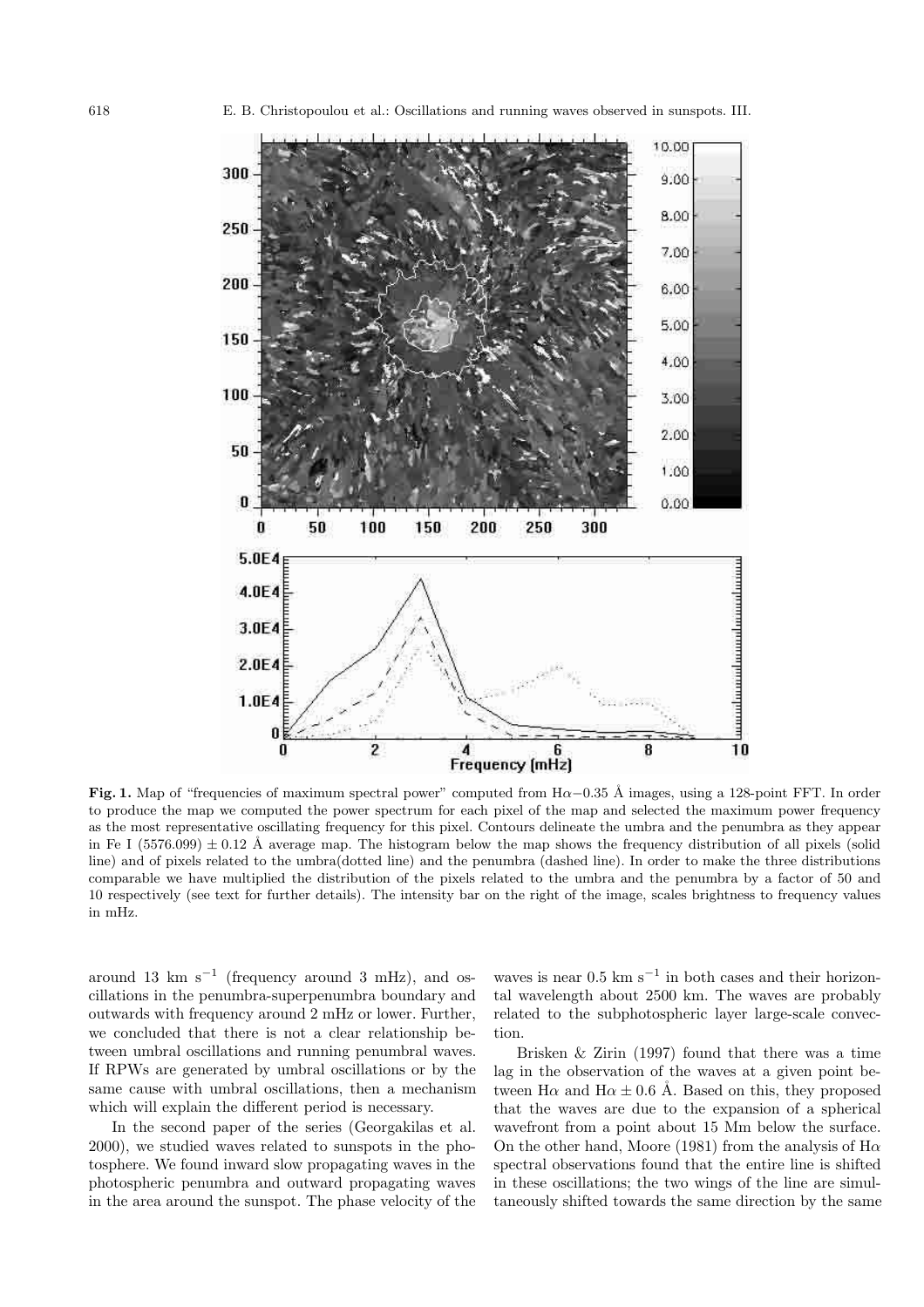**Fig. 1.** Map of "frequencies of maximum spectral power" computed from H$\alpha$−0.35 Å images, using a 128-point FFT. In order to produce the map we computed the power spectrum for each pixel of the map and selected the maximum power frequency as the most representative oscillating frequency for this pixel. Contours delineate the umbra and the penumbra as they appear in Fe I (5576.099) ± 0.12 Å average map. The histogram below the map shows the frequency distribution of all pixels (solid line) and of pixels related to the umbra(dotted line) and the penumbra (dashed line). In order to make the three distributions comparable we have multiplied the distribution of the pixels related to the umbra and the penumbra by a factor of 50 and 10 respectively (see text for further details). The intensity bar on the right of the image, scales brightness to frequency values in mHz.

around 13 km s$^{-1}$ (frequency around 3 mHz), and oscillations in the penumbra-superpenumbra boundary and outwards with frequency around 2 mHz or lower. Further, we concluded that there is not a clear relationship between umbral oscillations and running penumbral waves. If RPWs are generated by umbral oscillations or by the same cause with umbral oscillations, then a mechanism which will explain the different period is necessary.

In the second paper of the series (Georgakilas et al. 2000), we studied waves related to sunspots in the photosphere. We found inward slow propagating waves in the photospheric penumbra and outward propagating waves in the area around the sunspot. The phase velocity of the waves is near 0.5 km s$^{-1}$ in both cases and their horizontal wavelength about 2500 km. The waves are probably related to the subphotospheric layer large-scale convection.

Brisken & Zirin (1997) found that there was a time lag in the observation of the waves at a given point between H$\alpha$ and H$\alpha$ ± 0.6 Å. Based on this, they proposed that the waves are due to the expansion of a spherical wavefront from a point about 15 Mm below the surface. On the other hand, Moore (1981) from the analysis of H$\alpha$ spectral observations found that the entire line is shifted in these oscillations; the two wings of the line are simultaneously shifted towards the same direction by the same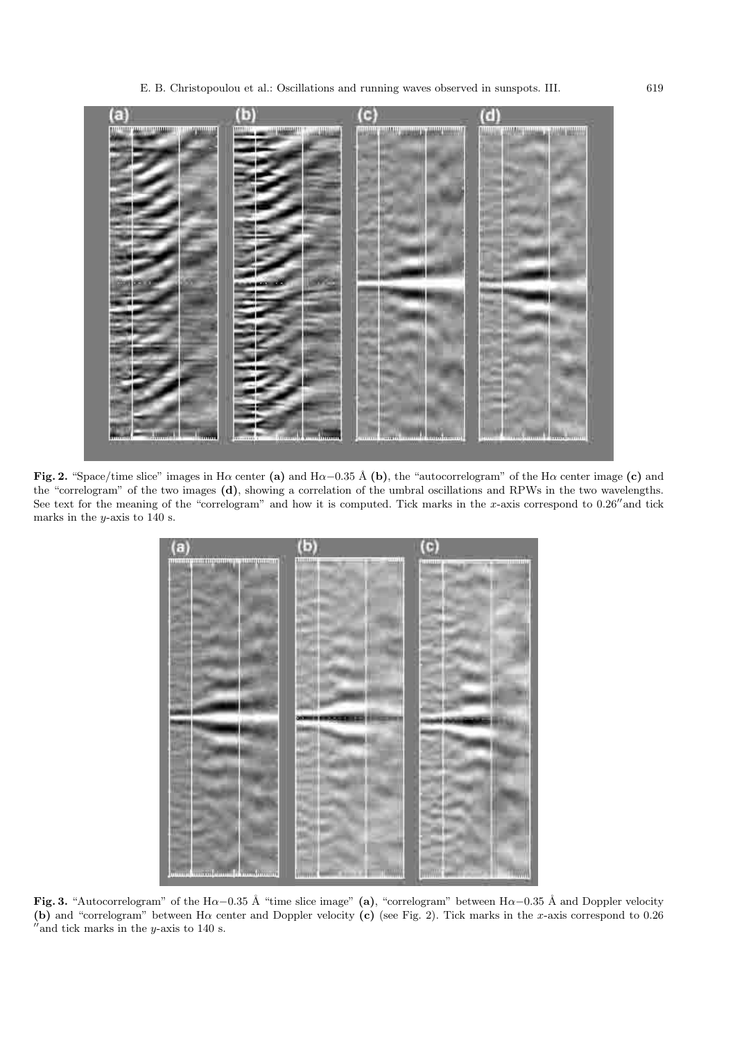**Fig. 2.** "Space/time slice" images in Hα center **(a)** and Hα−0.35 Å **(b)**, the "autocorrelogram" of the Hα center image **(c)** and the "correlogram" of the two images **(d)**, showing a correlation of the umbral oscillations and RPWs in the two wavelengths. See text for the meaning of the "correlogram" and how it is computed. Tick marks in the $x$-axis correspond to $0.26''$ and tick marks in the $y$-axis to 140 s.

**Fig. 3.** "Autocorrelogram" of the Hα−0.35 Å "time slice image" **(a)**, "correlogram" between Hα−0.35 Å and Doppler velocity **(b)** and "correlogram" between Hα center and Doppler velocity **(c)** (see Fig. 2). Tick marks in the $x$-axis correspond to $0.26''$ and tick marks in the $y$-axis to 140 s.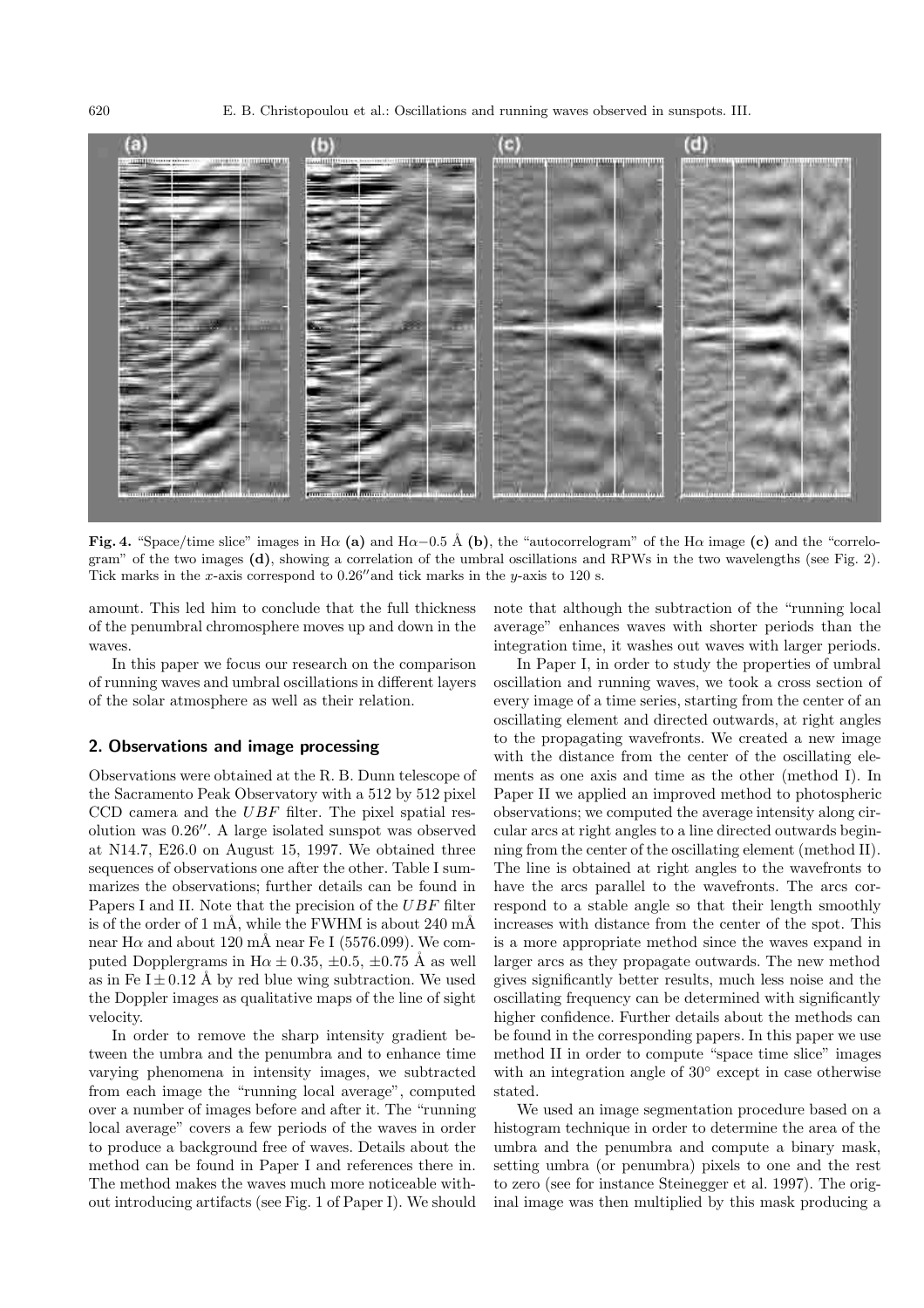**Fig. 4.** "Space/time slice" images in Hα **(a)** and Hα−0.5 Å **(b)**, the "autocorrelogram" of the Hα image **(c)** and the "correlogram" of the two images **(d)**, showing a correlation of the umbral oscillations and RPWs in the two wavelengths (see Fig. 2). Tick marks in the $x$-axis correspond to 0.26″and tick marks in the $y$-axis to 120 s.

amount. This led him to conclude that the full thickness of the penumbral chromosphere moves up and down in the waves.

In this paper we focus our research on the comparison of running waves and umbral oscillations in different layers of the solar atmosphere as well as their relation.

## 2. Observations and image processing

Observations were obtained at the R. B. Dunn telescope of the Sacramento Peak Observatory with a 512 by 512 pixel CCD camera and the *UBF* filter. The pixel spatial resolution was 0.26″. A large isolated sunspot was observed at N14.7, E26.0 on August 15, 1997. We obtained three sequences of observations one after the other. Table I summarizes the observations; further details can be found in Papers I and II. Note that the precision of the *UBF* filter is of the order of 1 mÅ, while the FWHM is about 240 mÅ near Hα and about 120 mÅ near Fe I (5576.099). We computed Dopplergrams in Hα ± 0.35, ±0.5, ±0.75 Å as well as in Fe I ± 0.12 Å by red blue wing subtraction. We used the Doppler images as qualitative maps of the line of sight velocity.

In order to remove the sharp intensity gradient between the umbra and the penumbra and to enhance time varying phenomena in intensity images, we subtracted from each image the "running local average", computed over a number of images before and after it. The "running local average" covers a few periods of the waves in order to produce a background free of waves. Details about the method can be found in Paper I and references there in. The method makes the waves much more noticeable without introducing artifacts (see Fig. 1 of Paper I). We should note that although the subtraction of the "running local average" enhances waves with shorter periods than the integration time, it washes out waves with larger periods.

In Paper I, in order to study the properties of umbral oscillation and running waves, we took a cross section of every image of a time series, starting from the center of an oscillating element and directed outwards, at right angles to the propagating wavefronts. We created a new image with the distance from the center of the oscillating elements as one axis and time as the other (method I). In Paper II we applied an improved method to photospheric observations; we computed the average intensity along circular arcs at right angles to a line directed outwards beginning from the center of the oscillating element (method II). The line is obtained at right angles to the wavefronts to have the arcs parallel to the wavefronts. The arcs correspond to a stable angle so that their length smoothly increases with distance from the center of the spot. This is a more appropriate method since the waves expand in larger arcs as they propagate outwards. The new method gives significantly better results, much less noise and the oscillating frequency can be determined with significantly higher confidence. Further details about the methods can be found in the corresponding papers. In this paper we use method II in order to compute "space time slice" images with an integration angle of 30° except in case otherwise stated.

We used an image segmentation procedure based on a histogram technique in order to determine the area of the umbra and the penumbra and compute a binary mask, setting umbra (or penumbra) pixels to one and the rest to zero (see for instance Steinegger et al. 1997). The original image was then multiplied by this mask producing a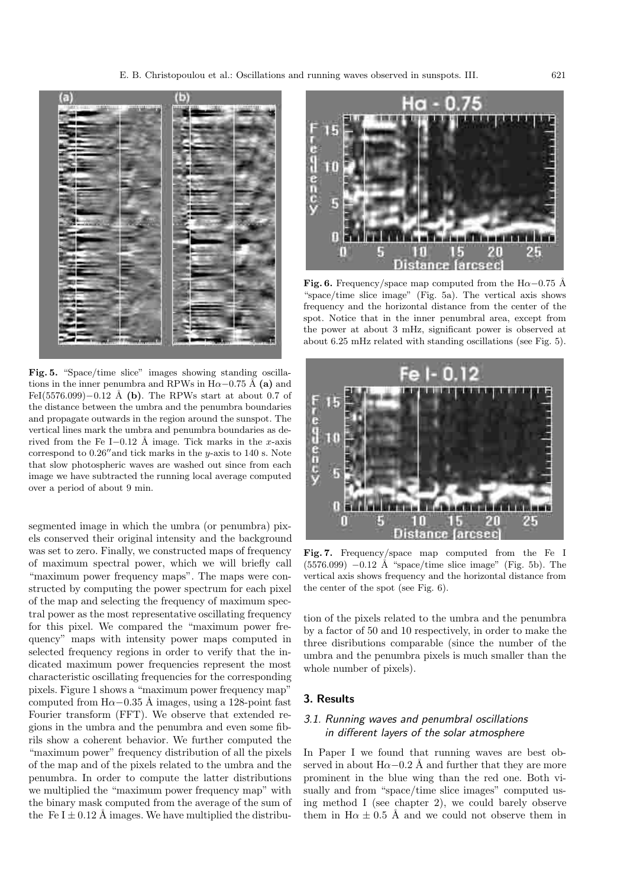**Fig. 5.** "Space/time slice" images showing standing oscillations in the inner penumbra and RPWs in H$\alpha$−0.75 Å **(a)** and FeI(5576.099)−0.12 Å **(b)**. The RPWs start at about 0.7 of the distance between the umbra and the penumbra boundaries and propagate outwards in the region around the sunspot. The vertical lines mark the umbra and penumbra boundaries as derived from the Fe I−0.12 Å image. Tick marks in the $x$-axis correspond to 0.26″and tick marks in the $y$-axis to 140 s. Note that slow photospheric waves are washed out since from each image we have subtracted the running local average computed over a period of about 9 min.

**Fig. 6.** Frequency/space map computed from the H$\alpha$−0.75 Å "space/time slice image" (Fig. 5a). The vertical axis shows frequency and the horizontal distance from the center of the spot. Notice that in the inner penumbral area, except from the power at about 3 mHz, significant power is observed at about 6.25 mHz related with standing oscillations (see Fig. 5).

**Fig. 7.** Frequency/space map computed from the Fe I (5576.099) −0.12 Å "space/time slice image" (Fig. 5b). The vertical axis shows frequency and the horizontal distance from the center of the spot (see Fig. 6).

segmented image in which the umbra (or penumbra) pixels conserved their original intensity and the background was set to zero. Finally, we constructed maps of frequency of maximum spectral power, which we will briefly call "maximum power frequency maps". The maps were constructed by computing the power spectrum for each pixel of the map and selecting the frequency of maximum spectral power as the most representative oscillating frequency for this pixel. We compared the "maximum power frequency" maps with intensity power maps computed in selected frequency regions in order to verify that the indicated maximum power frequencies represent the most characteristic oscillating frequencies for the corresponding pixels. Figure 1 shows a "maximum power frequency map" computed from H$\alpha$−0.35 Å images, using a 128-point fast Fourier transform (FFT). We observe that extended regions in the umbra and the penumbra and even some fibrils show a coherent behavior. We further computed the "maximum power" frequency distribution of all the pixels of the map and of the pixels related to the umbra and the penumbra. In order to compute the latter distributions we multiplied the "maximum power frequency map" with the binary mask computed from the average of the sum of the Fe I ± 0.12 Å images. We have multiplied the distribution of the pixels related to the umbra and the penumbra by a factor of 50 and 10 respectively, in order to make the three disributions comparable (since the number of the umbra and the penumbra pixels is much smaller than the whole number of pixels).

## 3. Results

### 3.1. Running waves and penumbral oscillations in different layers of the solar atmosphere

In Paper I we found that running waves are best observed in about H$\alpha$−0.2 Å and further that they are more prominent in the blue wing than the red one. Both visually and from "space/time slice images" computed using method I (see chapter 2), we could barely observe them in H$\alpha$ ± 0.5 Å and we could not observe them in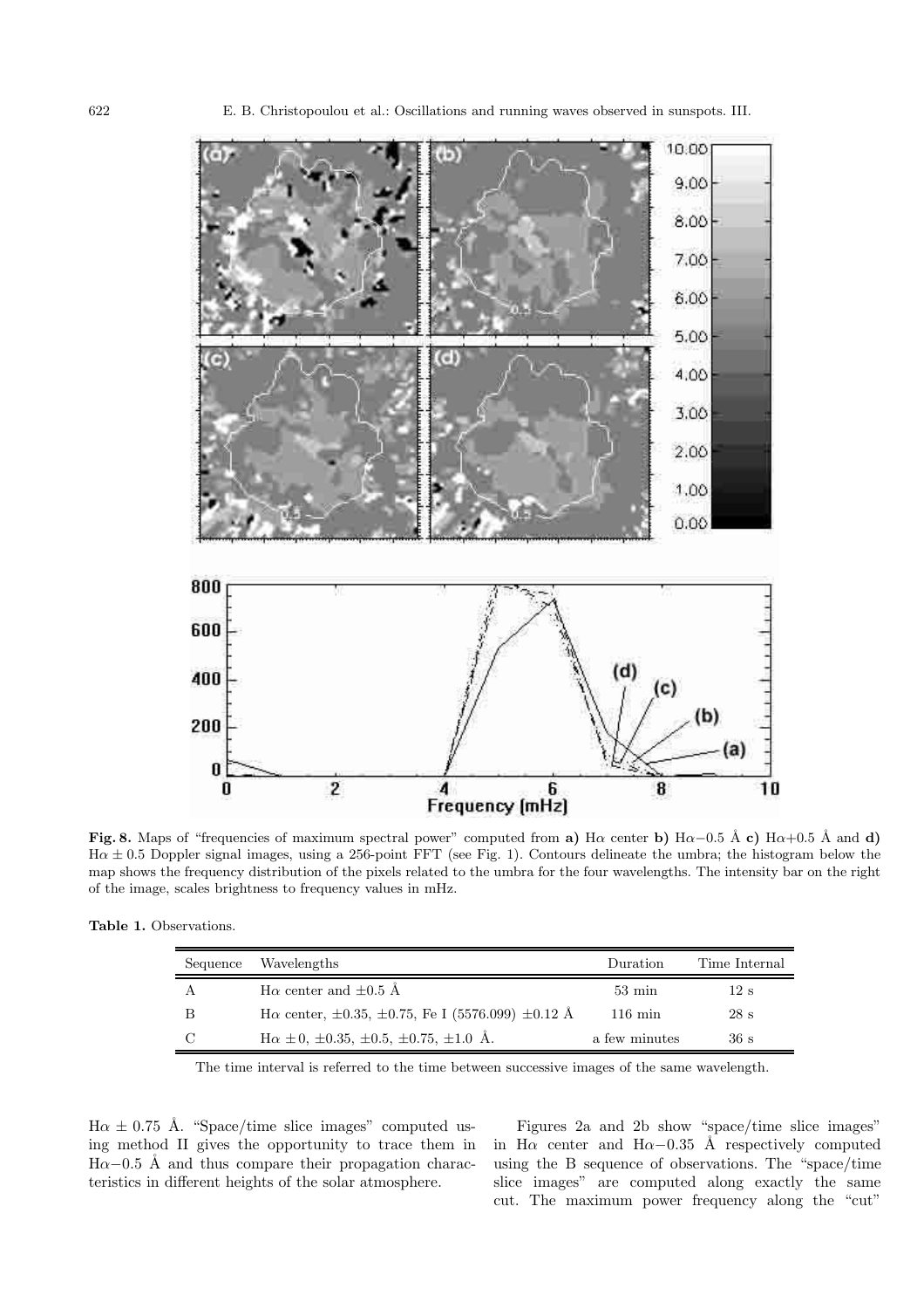**Fig. 8.** Maps of "frequencies of maximum spectral power" computed from **a)** Hα center **b)** Hα−0.5 Å **c)** Hα+0.5 Å and **d)** Hα ± 0.5 Doppler signal images, using a 256-point FFT (see Fig. 1). Contours delineate the umbra; the histogram below the map shows the frequency distribution of the pixels related to the umbra for the four wavelengths. The intensity bar on the right of the image, scales brightness to frequency values in mHz.

**Table 1.** Observations.

| Sequence | Wavelengths | Duration | Time Internal |
|---|---|---|---|
| A | Hα center and ±0.5 Å | 53 min | 12 s |
| B | Hα center, ±0.35, ±0.75, Fe I (5576.099) ±0.12 Å | 116 min | 28 s |
| C | Hα ±0, ±0.35, ±0.5, ±0.75, ±1.0 Å. | a few minutes | 36 s |

The time interval is referred to the time between successive images of the same wavelength.

Hα ± 0.75 Å. "Space/time slice images" computed using method II gives the opportunity to trace them in Hα−0.5 Å and thus compare their propagation characteristics in different heights of the solar atmosphere.

Figures 2a and 2b show "space/time slice images" in Hα center and Hα−0.35 Å respectively computed using the B sequence of observations. The "space/time slice images" are computed along exactly the same cut. The maximum power frequency along the "cut"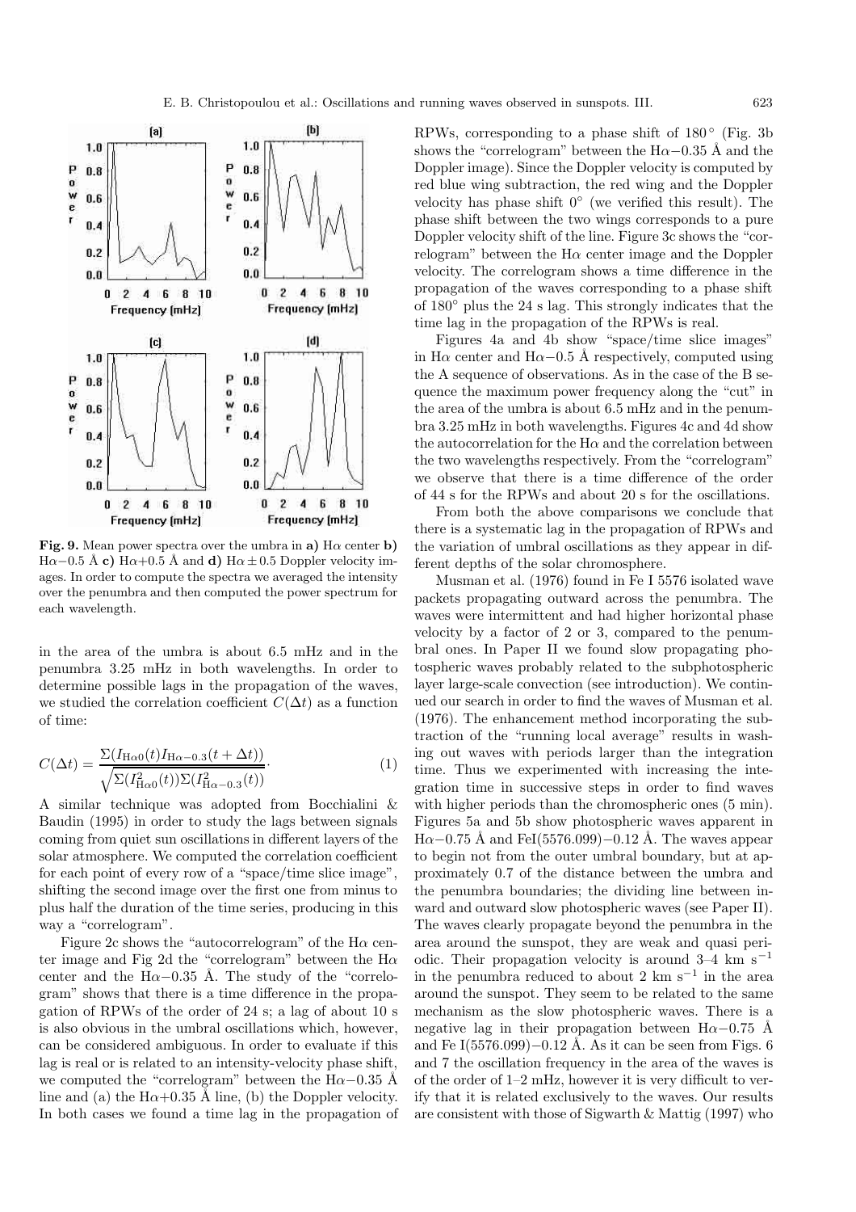**Fig. 9.** Mean power spectra over the umbra in **a)** Hα center **b)** Hα−0.5 Å **c)** Hα+0.5 Å and **d)** Hα ± 0.5 Doppler velocity images. In order to compute the spectra we averaged the intensity over the penumbra and then computed the power spectrum for each wavelength.

in the area of the umbra is about 6.5 mHz and in the penumbra 3.25 mHz in both wavelengths. In order to determine possible lags in the propagation of the waves, we studied the correlation coefficient $C(\Delta t)$ as a function of time:

$$C(\Delta t) = \frac{\Sigma(I_{\mathrm{H}\alpha 0}(t) I_{\mathrm{H}\alpha-0.3}(t+\Delta t))}{\sqrt{\Sigma(I^2_{\mathrm{H}\alpha 0}(t))\Sigma(I^2_{\mathrm{H}\alpha-0.3}(t))}}. \quad (1)$$

A similar technique was adopted from Bocchialini & Baudin (1995) in order to study the lags between signals coming from quiet sun oscillations in different layers of the solar atmosphere. We computed the correlation coefficient for each point of every row of a "space/time slice image", shifting the second image over the first one from minus to plus half the duration of the time series, producing in this way a "correlogram".

Figure 2c shows the "autocorrelogram" of the Hα center image and Fig 2d the "correlogram" between the Hα center and the Hα−0.35 Å. The study of the "correlogram" shows that there is a time difference in the propagation of RPWs of the order of 24 s; a lag of about 10 s is also obvious in the umbral oscillations which, however, can be considered ambiguous. In order to evaluate if this lag is real or is related to an intensity-velocity phase shift, we computed the "correlogram" between the Hα−0.35 Å line and (a) the Hα+0.35 Å line, (b) the Doppler velocity. In both cases we found a time lag in the propagation of RPWs, corresponding to a phase shift of 180° (Fig. 3b shows the "correlogram" between the Hα−0.35 Å and the Doppler image). Since the Doppler velocity is computed by red blue wing subtraction, the red wing and the Doppler velocity has phase shift 0° (we verified this result). The phase shift between the two wings corresponds to a pure Doppler velocity shift of the line. Figure 3c shows the "correlogram" between the Hα center image and the Doppler velocity. The correlogram shows a time difference in the propagation of the waves corresponding to a phase shift of 180° plus the 24 s lag. This strongly indicates that the time lag in the propagation of the RPWs is real.

Figures 4a and 4b show "space/time slice images" in Hα center and Hα−0.5 Å respectively, computed using the A sequence of observations. As in the case of the B sequence the maximum power frequency along the "cut" in the area of the umbra is about 6.5 mHz and in the penumbra 3.25 mHz in both wavelengths. Figures 4c and 4d show the autocorrelation for the Hα and the correlation between the two wavelengths respectively. From the "correlogram" we observe that there is a time difference of the order of 44 s for the RPWs and about 20 s for the oscillations.

From both the above comparisons we conclude that there is a systematic lag in the propagation of RPWs and the variation of umbral oscillations as they appear in different depths of the solar chromosphere.

Musman et al. (1976) found in Fe I 5576 isolated wave packets propagating outward across the penumbra. The waves were intermittent and had higher horizontal phase velocity by a factor of 2 or 3, compared to the penumbral ones. In Paper II we found slow propagating photospheric waves probably related to the subphotospheric layer large-scale convection (see introduction). We continued our search in order to find the waves of Musman et al. (1976). The enhancement method incorporating the subtraction of the "running local average" results in washing out waves with periods larger than the integration time. Thus we experimented with increasing the integration time in successive steps in order to find waves with higher periods than the chromospheric ones (5 min). Figures 5a and 5b show photospheric waves apparent in Hα−0.75 Å and FeI(5576.099)−0.12 Å. The waves appear to begin not from the outer umbral boundary, but at approximately 0.7 of the distance between the umbra and the penumbra boundaries; the dividing line between inward and outward slow photospheric waves (see Paper II). The waves clearly propagate beyond the penumbra in the area around the sunspot, they are weak and quasi periodic. Their propagation velocity is around 3–4 km s$^{-1}$ in the penumbra reduced to about 2 km s$^{-1}$ in the area around the sunspot. They seem to be related to the same mechanism as the slow photospheric waves. There is a negative lag in their propagation between Hα−0.75 Å and Fe I(5576.099)−0.12 Å. As it can be seen from Figs. 6 and 7 the oscillation frequency in the area of the waves is of the order of 1–2 mHz, however it is very difficult to verify that it is related exclusively to the waves. Our results are consistent with those of Sigwarth & Mattig (1997) who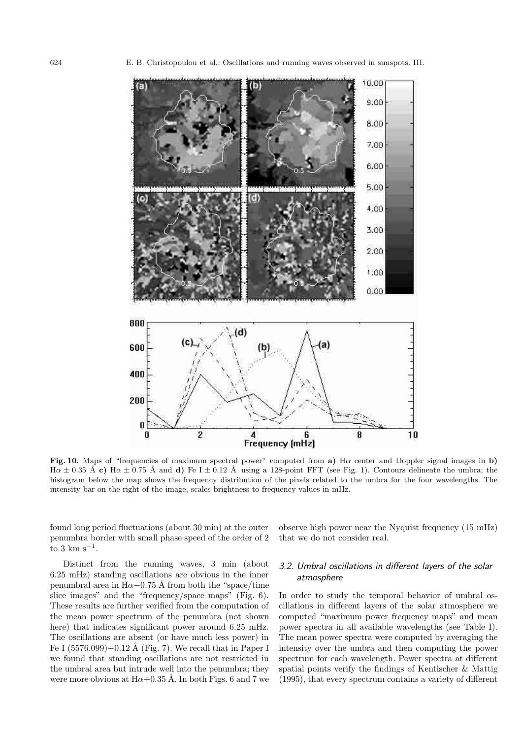**Fig. 10.** Maps of "frequencies of maximum spectral power" computed from **a)** Hα center and Doppler signal images in **b)** Hα ± 0.35 Å **c)** Hα ± 0.75 Å and **d)** Fe I ± 0.12 Å using a 128-point FFT (see Fig. 1). Contours delineate the umbra; the histogram below the map shows the frequency distribution of the pixels related to the umbra for the four wavelengths. The intensity bar on the right of the image, scales brightness to frequency values in mHz.

found long period fluctuations (about 30 min) at the outer penumbra border with small phase speed of the order of 2 to 3 km s$^{-1}$.

Distinct from the running waves, 3 min (about 6.25 mHz) standing oscillations are obvious in the inner penumbral area in Hα−0.75 Å from both the "space/time slice images" and the "frequency/space maps" (Fig. 6). These results are further verified from the computation of the mean power spectrum of the penumbra (not shown here) that indicates significant power around 6.25 mHz. The oscillations are absent (or have much less power) in Fe I (5576.099)−0.12 Å (Fig. 7). We recall that in Paper I we found that standing oscillations are not restricted in the umbral area but intrude well into the penumbra; they were more obvious at Hα+0.35 Å. In both Figs. 6 and 7 we observe high power near the Nyquist frequency (15 mHz) that we do not consider real.

### 3.2. Umbral oscillations in different layers of the solar atmosphere

In order to study the temporal behavior of umbral oscillations in different layers of the solar atmosphere we computed "maximum power frequency maps" and mean power spectra in all available wavelengths (see Table I). The mean power spectra were computed by averaging the intensity over the umbra and then computing the power spectrum for each wavelength. Power spectra at different spatial points verify the findings of Kentischer & Mattig (1995), that every spectrum contains a variety of different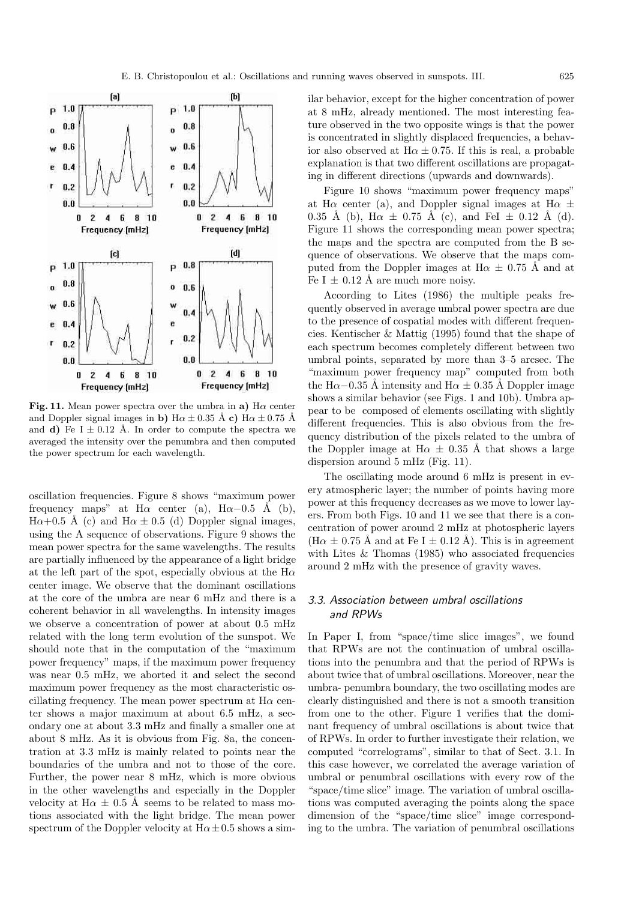**Fig. 11.** Mean power spectra over the umbra in **a)** H$\alpha$ center and Doppler signal images in **b)** H$\alpha \pm 0.35$ Å **c)** H$\alpha \pm 0.75$ Å and **d)** Fe I $\pm$ 0.12 Å. In order to compute the spectra we averaged the intensity over the penumbra and then computed the power spectrum for each wavelength.

oscillation frequencies. Figure 8 shows "maximum power frequency maps" at H$\alpha$ center (a), H$\alpha-0.5$ Å (b), H$\alpha+0.5$ Å (c) and H$\alpha \pm 0.5$ (d) Doppler signal images, using the A sequence of observations. Figure 9 shows the mean power spectra for the same wavelengths. The results are partially influenced by the appearance of a light bridge at the left part of the spot, especially obvious at the H$\alpha$ center image. We observe that the dominant oscillations at the core of the umbra are near 6 mHz and there is a coherent behavior in all wavelengths. In intensity images we observe a concentration of power at about 0.5 mHz related with the long term evolution of the sunspot. We should note that in the computation of the "maximum power frequency" maps, if the maximum power frequency was near 0.5 mHz, we aborted it and select the second maximum power frequency as the most characteristic oscillating frequency. The mean power spectrum at H$\alpha$ center shows a major maximum at about 6.5 mHz, a secondary one at about 3.3 mHz and finally a smaller one at about 8 mHz. As it is obvious from Fig. 8a, the concentration at 3.3 mHz is mainly related to points near the boundaries of the umbra and not to those of the core. Further, the power near 8 mHz, which is more obvious in the other wavelengths and especially in the Doppler velocity at H$\alpha \pm 0.5$ Å seems to be related to mass motions associated with the light bridge. The mean power spectrum of the Doppler velocity at H$\alpha \pm 0.5$ shows a similar behavior, except for the higher concentration of power at 8 mHz, already mentioned. The most interesting feature observed in the two opposite wings is that the power is concentrated in slightly displaced frequencies, a behavior also observed at H$\alpha \pm 0.75$. If this is real, a probable explanation is that two different oscillations are propagating in different directions (upwards and downwards).

Figure 10 shows "maximum power frequency maps" at H$\alpha$ center (a), and Doppler signal images at H$\alpha \pm$ 0.35 Å (b), H$\alpha \pm 0.75$ Å (c), and FeI $\pm$ 0.12 Å (d). Figure 11 shows the corresponding mean power spectra; the maps and the spectra are computed from the B sequence of observations. We observe that the maps computed from the Doppler images at H$\alpha \pm 0.75$ Å and at Fe I $\pm$ 0.12 Å are much more noisy.

According to Lites (1986) the multiple peaks frequently observed in average umbral power spectra are due to the presence of cospatial modes with different frequencies. Kentischer & Mattig (1995) found that the shape of each spectrum becomes completely different between two umbral points, separated by more than 3–5 arcsec. The "maximum power frequency map" computed from both the H$\alpha-0.35$ Å intensity and H$\alpha \pm 0.35$ Å Doppler image shows a similar behavior (see Figs. 1 and 10b). Umbra appear to be composed of elements oscillating with slightly different frequencies. This is also obvious from the frequency distribution of the pixels related to the umbra of the Doppler image at H$\alpha \pm 0.35$ Å that shows a large dispersion around 5 mHz (Fig. 11).

The oscillating mode around 6 mHz is present in every atmospheric layer; the number of points having more power at this frequency decreases as we move to lower layers. From both Figs. 10 and 11 we see that there is a concentration of power around 2 mHz at photospheric layers (H$\alpha \pm 0.75$ Å and at Fe I $\pm$ 0.12 Å). This is in agreement with Lites & Thomas (1985) who associated frequencies around 2 mHz with the presence of gravity waves.

### *3.3. Association between umbral oscillations and RPWs*

In Paper I, from "space/time slice images", we found that RPWs are not the continuation of umbral oscillations into the penumbra and that the period of RPWs is about twice that of umbral oscillations. Moreover, near the umbra- penumbra boundary, the two oscillating modes are clearly distinguished and there is not a smooth transition from one to the other. Figure 1 verifies that the dominant frequency of umbral oscillations is about twice that of RPWs. In order to further investigate their relation, we computed "correlograms", similar to that of Sect. 3.1. In this case however, we correlated the average variation of umbral or penumbral oscillations with every row of the "space/time slice" image. The variation of umbral oscillations was computed averaging the points along the space dimension of the "space/time slice" image corresponding to the umbra. The variation of penumbral oscillations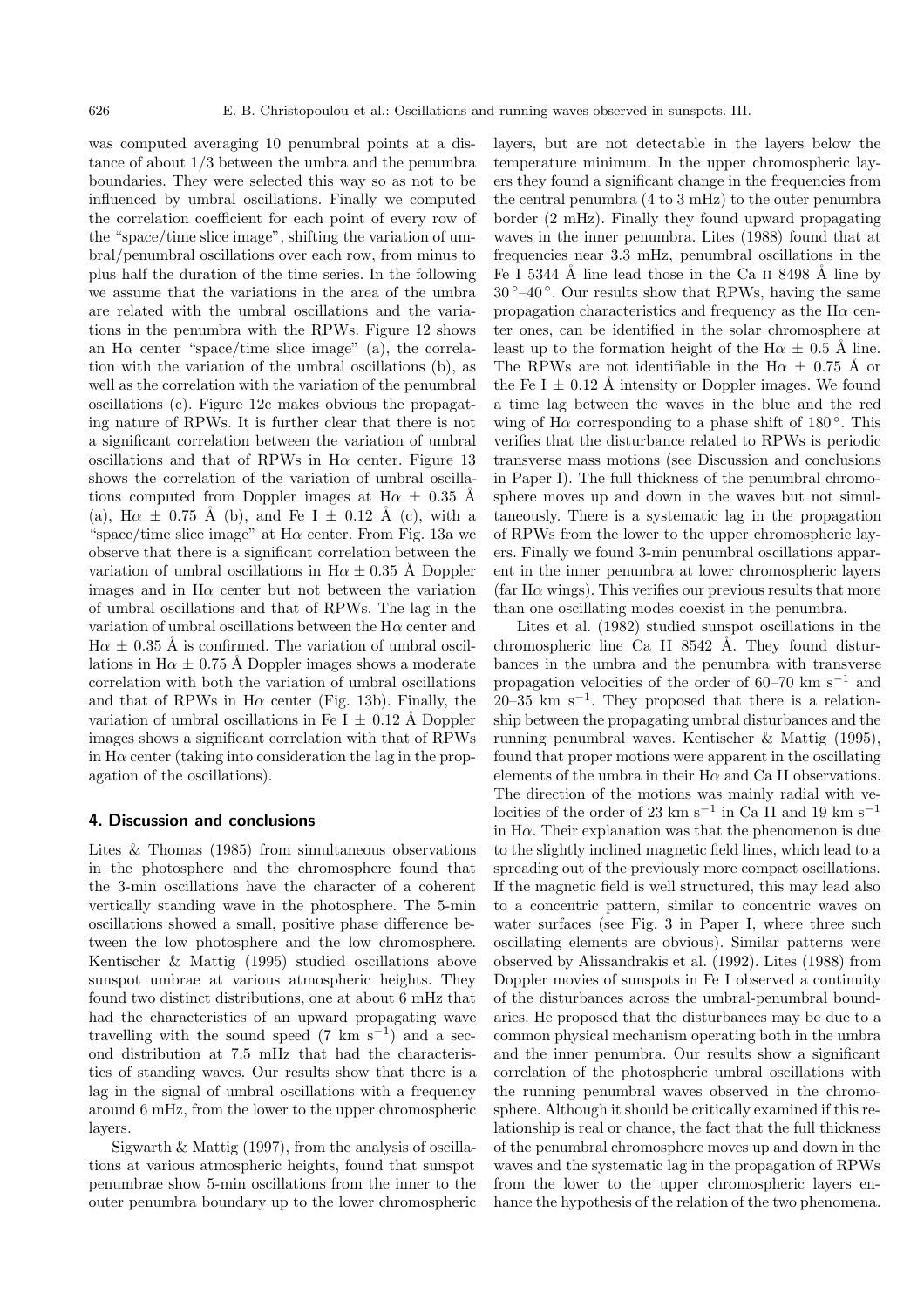was computed averaging 10 penumbral points at a distance of about 1/3 between the umbra and the penumbra boundaries. They were selected this way so as not to be influenced by umbral oscillations. Finally we computed the correlation coefficient for each point of every row of the "space/time slice image", shifting the variation of umbral/penumbral oscillations over each row, from minus to plus half the duration of the time series. In the following we assume that the variations in the area of the umbra are related with the umbral oscillations and the variations in the penumbra with the RPWs. Figure 12 shows an Hα center "space/time slice image" (a), the correlation with the variation of the umbral oscillations (b), as well as the correlation with the variation of the penumbral oscillations (c). Figure 12c makes obvious the propagating nature of RPWs. It is further clear that there is not a significant correlation between the variation of umbral oscillations and that of RPWs in Hα center. Figure 13 shows the correlation of the variation of umbral oscillations computed from Doppler images at Hα ± 0.35 Å (a), Hα ± 0.75 Å (b), and Fe I ± 0.12 Å (c), with a "space/time slice image" at Hα center. From Fig. 13a we observe that there is a significant correlation between the variation of umbral oscillations in Hα ± 0.35 Å Doppler images and in Hα center but not between the variation of umbral oscillations and that of RPWs. The lag in the variation of umbral oscillations between the Hα center and Hα ± 0.35 Å is confirmed. The variation of umbral oscillations in Hα ± 0.75 Å Doppler images shows a moderate correlation with both the variation of umbral oscillations and that of RPWs in Hα center (Fig. 13b). Finally, the variation of umbral oscillations in Fe I ± 0.12 Å Doppler images shows a significant correlation with that of RPWs in Hα center (taking into consideration the lag in the propagation of the oscillations).

## 4. Discussion and conclusions

Lites & Thomas (1985) from simultaneous observations in the photosphere and the chromosphere found that the 3-min oscillations have the character of a coherent vertically standing wave in the photosphere. The 5-min oscillations showed a small, positive phase difference between the low photosphere and the low chromosphere. Kentischer & Mattig (1995) studied oscillations above sunspot umbrae at various atmospheric heights. They found two distinct distributions, one at about 6 mHz that had the characteristics of an upward propagating wave travelling with the sound speed (7 km s$^{-1}$) and a second distribution at 7.5 mHz that had the characteristics of standing waves. Our results show that there is a lag in the signal of umbral oscillations with a frequency around 6 mHz, from the lower to the upper chromospheric layers.

Sigwarth & Mattig (1997), from the analysis of oscillations at various atmospheric heights, found that sunspot penumbrae show 5-min oscillations from the inner to the outer penumbra boundary up to the lower chromospheric layers, but are not detectable in the layers below the temperature minimum. In the upper chromospheric layers they found a significant change in the frequencies from the central penumbra (4 to 3 mHz) to the outer penumbra border (2 mHz). Finally they found upward propagating waves in the inner penumbra. Lites (1988) found that at frequencies near 3.3 mHz, penumbral oscillations in the Fe I 5344 Å line lead those in the Ca II 8498 Å line by 30°–40°. Our results show that RPWs, having the same propagation characteristics and frequency as the Hα center ones, can be identified in the solar chromosphere at least up to the formation height of the Hα ± 0.5 Å line. The RPWs are not identifiable in the Hα ± 0.75 Å or the Fe I ± 0.12 Å intensity or Doppler images. We found a time lag between the waves in the blue and the red wing of Hα corresponding to a phase shift of 180°. This verifies that the disturbance related to RPWs is periodic transverse mass motions (see Discussion and conclusions in Paper I). The full thickness of the penumbral chromosphere moves up and down in the waves but not simultaneously. There is a systematic lag in the propagation of RPWs from the lower to the upper chromospheric layers. Finally we found 3-min penumbral oscillations apparent in the inner penumbra at lower chromospheric layers (far Hα wings). This verifies our previous results that more than one oscillating modes coexist in the penumbra.

Lites et al. (1982) studied sunspot oscillations in the chromospheric line Ca II 8542 Å. They found disturbances in the umbra and the penumbra with transverse propagation velocities of the order of 60–70 km s$^{-1}$ and 20–35 km s$^{-1}$. They proposed that there is a relationship between the propagating umbral disturbances and the running penumbral waves. Kentischer & Mattig (1995), found that proper motions were apparent in the oscillating elements of the umbra in their Hα and Ca II observations. The direction of the motions was mainly radial with velocities of the order of 23 km s$^{-1}$ in Ca II and 19 km s$^{-1}$ in Hα. Their explanation was that the phenomenon is due to the slightly inclined magnetic field lines, which lead to a spreading out of the previously more compact oscillations. If the magnetic field is well structured, this may lead also to a concentric pattern, similar to concentric waves on water surfaces (see Fig. 3 in Paper I, where three such oscillating elements are obvious). Similar patterns were observed by Alissandrakis et al. (1992). Lites (1988) from Doppler movies of sunspots in Fe I observed a continuity of the disturbances across the umbral-penumbral boundaries. He proposed that the disturbances may be due to a common physical mechanism operating both in the umbra and the inner penumbra. Our results show a significant correlation of the photospheric umbral oscillations with the running penumbral waves observed in the chromosphere. Although it should be critically examined if this relationship is real or chance, the fact that the full thickness of the penumbral chromosphere moves up and down in the waves and the systematic lag in the propagation of RPWs from the lower to the upper chromospheric layers enhance the hypothesis of the relation of the two phenomena.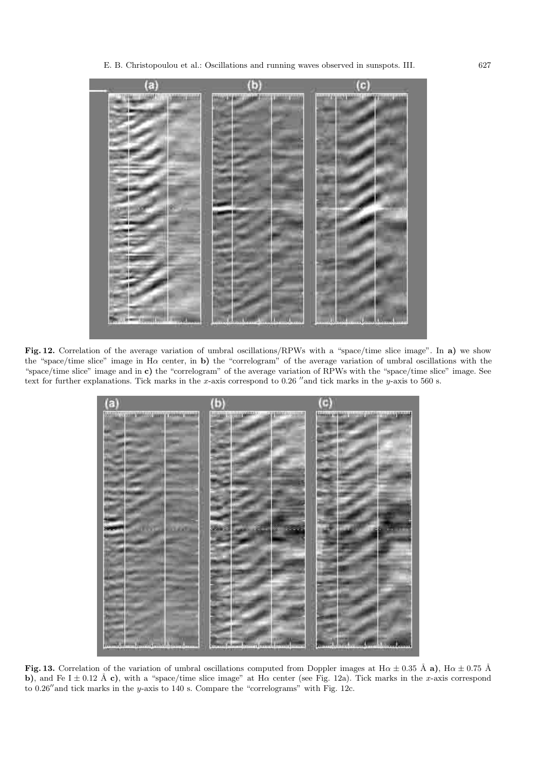**Fig. 12.** Correlation of the average variation of umbral oscillations/RPWs with a "space/time slice image". In **a)** we show the "space/time slice" image in Hα center, in **b)** the "correlogram" of the average variation of umbral oscillations with the "space/time slice" image and in **c)** the "correlogram" of the average variation of RPWs with the "space/time slice" image. See text for further explanations. Tick marks in the $x$-axis correspond to 0.26 ″and tick marks in the $y$-axis to 560 s.

**Fig. 13.** Correlation of the variation of umbral oscillations computed from Doppler images at Hα ± 0.35 Å **a)**, Hα ± 0.75 Å **b)**, and Fe I ± 0.12 Å **c)**, with a "space/time slice image" at Hα center (see Fig. 12a). Tick marks in the $x$-axis correspond to 0.26″and tick marks in the $y$-axis to 140 s. Compare the "correlograms" with Fig. 12c.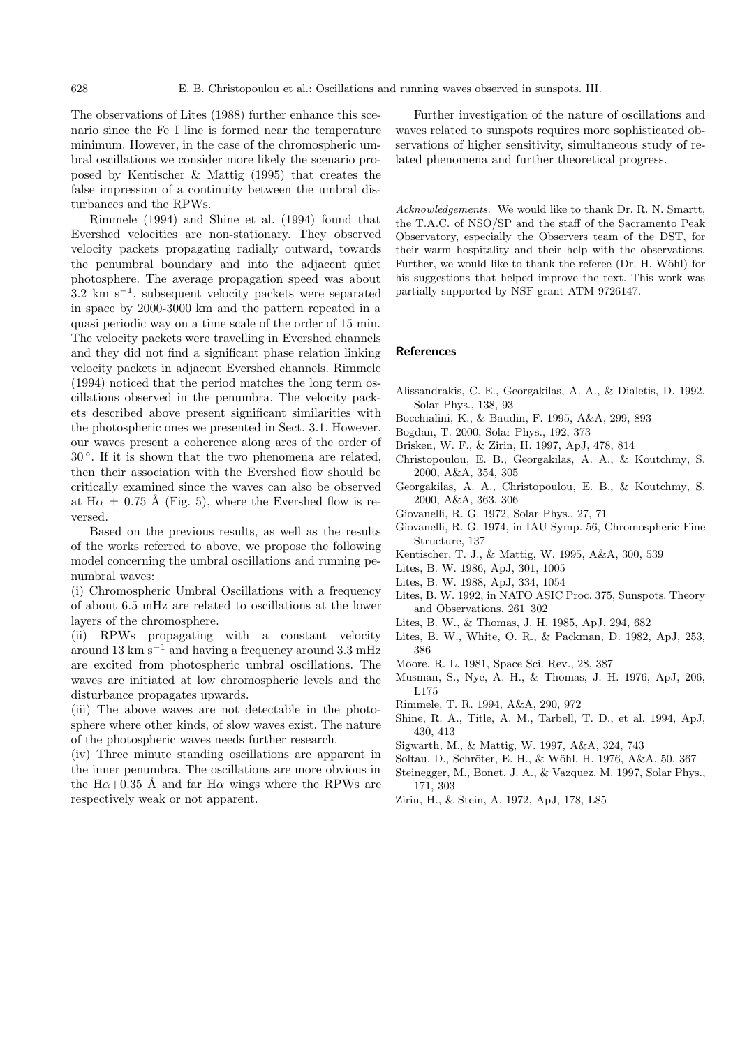The observations of Lites (1988) further enhance this scenario since the Fe I line is formed near the temperature minimum. However, in the case of the chromospheric umbral oscillations we consider more likely the scenario proposed by Kentischer & Mattig (1995) that creates the false impression of a continuity between the umbral disturbances and the RPWs.

Rimmele (1994) and Shine et al. (1994) found that Evershed velocities are non-stationary. They observed velocity packets propagating radially outward, towards the penumbral boundary and into the adjacent quiet photosphere. The average propagation speed was about 3.2 km $s^{-1}$, subsequent velocity packets were separated in space by 2000-3000 km and the pattern repeated in a quasi periodic way on a time scale of the order of 15 min. The velocity packets were travelling in Evershed channels and they did not find a significant phase relation linking velocity packets in adjacent Evershed channels. Rimmele (1994) noticed that the period matches the long term oscillations observed in the penumbra. The velocity packets described above present significant similarities with the photospheric ones we presented in Sect. 3.1. However, our waves present a coherence along arcs of the order of $30^{\circ}$. If it is shown that the two phenomena are related, then their association with the Evershed flow should be critically examined since the waves can also be observed at H$\alpha$ $\pm$ 0.75 Å (Fig. 5), where the Evershed flow is reversed.

Based on the previous results, as well as the results of the works referred to above, we propose the following model concerning the umbral oscillations and running penumbral waves:

(i) Chromospheric Umbral Oscillations with a frequency of about 6.5 mHz are related to oscillations at the lower layers of the chromosphere.

(ii) RPWs propagating with a constant velocity around 13 km $s^{-1}$ and having a frequency around 3.3 mHz are excited from photospheric umbral oscillations. The waves are initiated at low chromospheric levels and the disturbance propagates upwards.

(iii) The above waves are not detectable in the photosphere where other kinds, of slow waves exist. The nature of the photospheric waves needs further research.

(iv) Three minute standing oscillations are apparent in the inner penumbra. The oscillations are more obvious in the H$\alpha$+0.35 Å and far H$\alpha$ wings where the RPWs are respectively weak or not apparent.

Further investigation of the nature of oscillations and waves related to sunspots requires more sophisticated observations of higher sensitivity, simultaneous study of related phenomena and further theoretical progress.

*Acknowledgements.* We would like to thank Dr. R. N. Smartt, the T.A.C. of NSO/SP and the staff of the Sacramento Peak Observatory, especially the Observers team of the DST, for their warm hospitality and their help with the observations. Further, we would like to thank the referee (Dr. H. Wöhl) for his suggestions that helped improve the text. This work was partially supported by NSF grant ATM-9726147.

## References

Alissandrakis, C. E., Georgakilas, A. A., & Dialetis, D. 1992, Solar Phys., 138, 93

Bocchialini, K., & Baudin, F. 1995, A&A, 299, 893

Bogdan, T. 2000, Solar Phys., 192, 373

Brisken, W. F., & Zirin, H. 1997, ApJ, 478, 814

Christopoulou, E. B., Georgakilas, A. A., & Koutchmy, S. 2000, A&A, 354, 305

Georgakilas, A. A., Christopoulou, E. B., & Koutchmy, S. 2000, A&A, 363, 306

Giovanelli, R. G. 1972, Solar Phys., 27, 71

Giovanelli, R. G. 1974, in IAU Symp. 56, Chromospheric Fine Structure, 137

Kentischer, T. J., & Mattig, W. 1995, A&A, 300, 539

Lites, B. W. 1986, ApJ, 301, 1005

Lites, B. W. 1988, ApJ, 334, 1054

Lites, B. W. 1992, in NATO ASIC Proc. 375, Sunspots. Theory and Observations, 261–302

Lites, B. W., & Thomas, J. H. 1985, ApJ, 294, 682

Lites, B. W., White, O. R., & Packman, D. 1982, ApJ, 253, 386

Moore, R. L. 1981, Space Sci. Rev., 28, 387

Musman, S., Nye, A. H., & Thomas, J. H. 1976, ApJ, 206, L175

Rimmele, T. R. 1994, A&A, 290, 972

Shine, R. A., Title, A. M., Tarbell, T. D., et al. 1994, ApJ, 430, 413

Sigwarth, M., & Mattig, W. 1997, A&A, 324, 743

Soltau, D., Schröter, E. H., & Wöhl, H. 1976, A&A, 50, 367

Steinegger, M., Bonet, J. A., & Vazquez, M. 1997, Solar Phys., 171, 303

Zirin, H., & Stein, A. 1972, ApJ, 178, L85